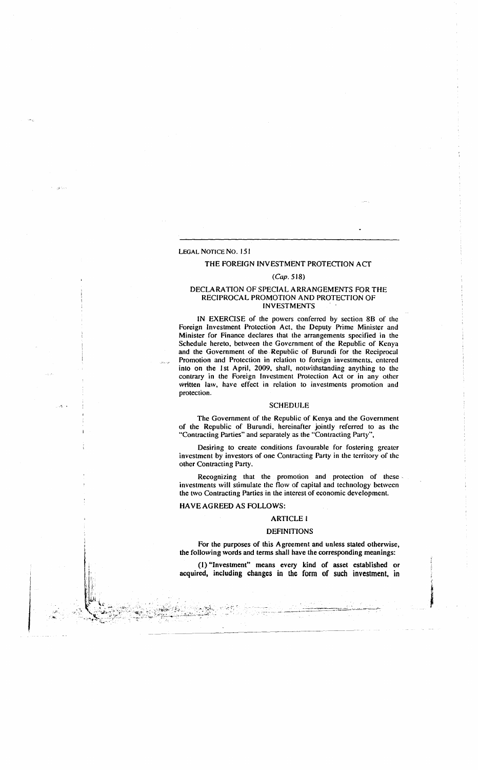LEGAL NOTICE NO. 151

## THE FOREIGN INVESTMENT PROTECTION ACT

*(Cap. 518)*

### DECLARATION OF SPECIAL ARRANGEMENTS FOR THE RECIPROCAL PROMOTION AND PROTECTION OF INVESTMENTS

IN EXERCISE of the powers conferred by section 8B of the Foreign Investment Protection Act, the Deputy Prime Minister and Minister for Finance declares that the arrangements specified in the Schedule hereto, between the Government of the Republic of Kenya and the Government of the Republic of Burundi for the Reciprocal Promotion and Protection in relation to foreign investments, entered into on the 1st April, 2009, shall, notwithstanding anything to the contrary in the Foreign Investment Protection Act or in any other written law, have effect in relation to investments promotion and protection.

### SCHEDULE

The Government of the Republic of Kenya and the Government of the Republic of Burundi, hereinafter jointly referred to as the "Contracting Parties" and separately as the "Contracting Party",

Desiring to create conditions favourable for fostering greater investment by investors of one Contracting Party in the territory of the other Contracting Party.

Recognizing that the promotion and protection of these investments will stimulate the flow of capital and technology between the two Contracting Parties in the interest of economic development.

HAVE AGREED AS FOLLOWS:

### ARTICLE I

### DEFINITIONS

For the purposes of this Agreement and unless stated otherwise, the following words and terms shall have the corresponding meanings:

(1) "Investment" means every kind of asset established or acquired, including changes in the form of such investment, in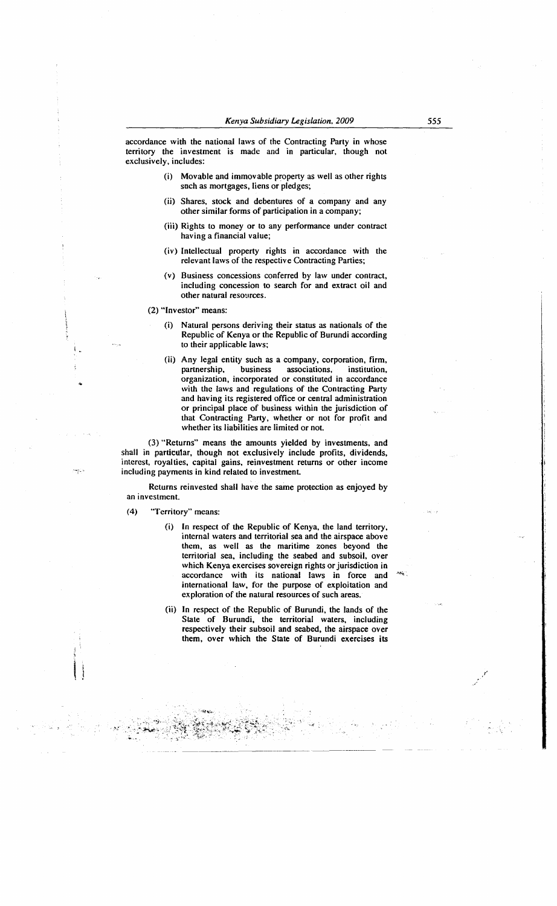accordance with the national laws of the Contracting Party in whose territory the investment is made and in particular, though not exclusively, includes:

(i) Movable and immovable property as well as other rights such as mortgages, liens or pledges;

(ii) Shares, stock and debentures of a company and any other similar forms of participation in a company;

(iii) Rights to money or to any performance under contract having a financial value;

(iv) Intellectual property rights in accordance with the relevant laws of the respective Contracting Parties;

(v) Business concessions conferred by law under contract, including concession to search for and extract oil and other natural resources.

(2) "Investor" means:

(i) Natural persons deriving their status as nationals of the Republic of Kenya or the Republic of Burundi according to their applicable laws;

(ii) Any legal entity such as a company, corporation, firm, partnership, business associations, institution, organization, incorporated or constituted in accordance with the laws and regulations of the Contracting Party and having its registered office or central administration or principal place of business within the jurisdiction of that Contracting Party, whether or not for profit and whether its liabilities are limited or not.

(3) "Returns" means the amounts yielded by investments, and shall in particular, though not exclusively include profits, dividends, interest, royalties, capital gains, reinvestment returns or other income including payments in kind related to investment.

Returns reinvested shall have the same protection as enjoyed by an investment.

(4) "Territory" means:

(i) In respect of the Republic of Kenya, the land territory, internal waters and territorial sea and the airspace above them, as well as the maritime zones beyond the territorial sea, including the seabed and subsoil, over which Kenya exercises sovereign rights or jurisdiction in accordance with its national laws in force and international law, for the purpose of exploitation and exploration of the natural resources of such areas.

(ii) In respect of the Republic of Burundi, the lands of the State of Burundi, the territorial waters, including respectively their subsoil and seabed, the airspace over them, over which the State of Burundi exercises its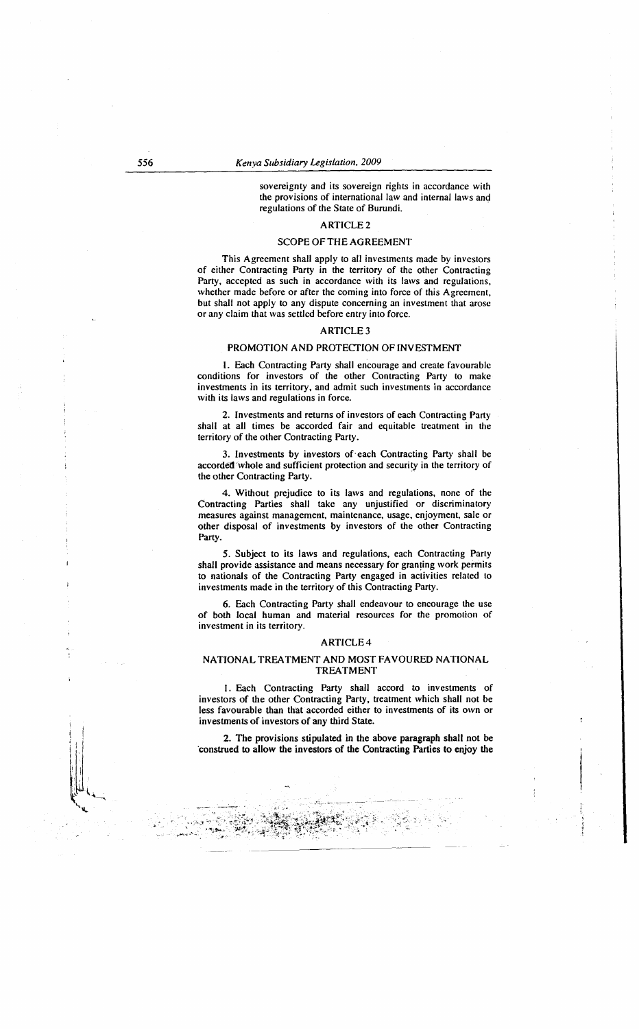sovereignty and its sovereign rights in accordance with the provisions of international law and internal laws and regulations of the State of Burundi.

## ARTICLE 2

### SCOPE OF THE AGREEMENT

This Agreement shall apply to all investments made by investors of either Contracting Party in the territory of the other Contracting Party, accepted as such in accordance with its laws and regulations, whether made before or after the coming into force of this Agreement, but shall not apply to any dispute concerning an investment that arose or any claim that was settled before entry into force.

## ARTICLE 3

### PROMOTION AND PROTECTION OF INVESTMENT

1. Each Contracting Party shall encourage and create favourable conditions for investors of the other Contracting Party to make investments in its territory, and admit such investments in accordance with its laws and regulations in force.

2. Investments and returns of investors of each Contracting Party shall at all times be accorded fair and equitable treatment in the territory of the other Contracting Party.

3. Investments by investors of each Contracting Party shall be accorded whole and sufficient protection and security in the territory of the other Contracting Party.

4. Without prejudice to its laws and regulations, none of the Contracting Parties shall take any unjustified or discriminatory measures against management, maintenance, usage, enjoyment, sale or other disposal of investments by investors of the other Contracting Party.

5. Subject to its laws and regulations, each Contracting Party shall provide assistance and means necessary for granting work permits to nationals of the Contracting Party engaged in activities related to investments made in the territory of this Contracting Party.

6. Each Contracting Party shall endeavour to encourage the use of both local human and material resources for the promotion of investment in its territory.

## ARTICLE 4

### NATIONAL TREATMENT AND MOST FAVOURED NATIONAL TREATMENT

1. Each Contracting Party shall accord to investments of investors of the other Contracting Party, treatment which shall not be less favourable than that accorded either to investments of its own or investments of investors of any third State.

2. The provisions stipulated in the above paragraph shall not be construed to allow the investors of the Contracting Parties to enjoy the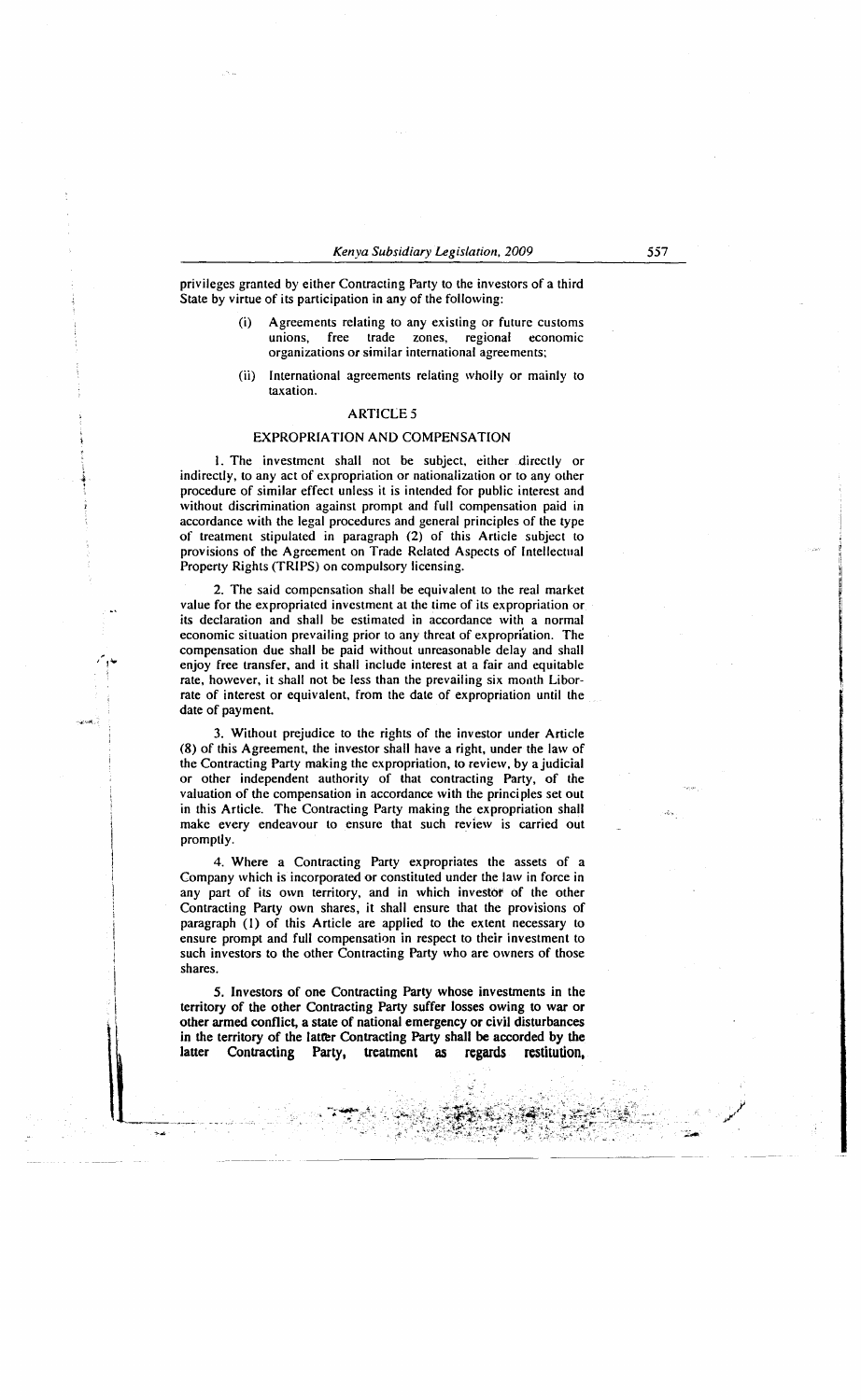privileges granted by either Contracting Party to the investors of a third State by virtue of its participation in any of the following:

(i) Agreements relating to any existing or future customs unions, free trade zones, regional economic organizations or similar international agreements;

(ii) International agreements relating wholly or mainly to taxation.

## ARTICLE 5

### EXPROPRIATION AND COMPENSATION

1. The investment shall not be subject, either directly or indirectly, to any act of expropriation or nationalization or to any other procedure of similar effect unless it is intended for public interest and without discrimination against prompt and full compensation paid in accordance with the legal procedures and general principles of the type of treatment stipulated in paragraph (2) of this Article subject to provisions of the Agreement on Trade Related Aspects of Intellectual Property Rights (TRIPS) on compulsory licensing.

2. The said compensation shall be equivalent to the real market value for the expropriated investment at the time of its expropriation or its declaration and shall be estimated in accordance with a normal economic situation prevailing prior to any threat of expropriation. The compensation due shall be paid without unreasonable delay and shall enjoy free transfer, and it shall include interest at a fair and equitable rate, however, it shall not be less than the prevailing six month Libor-rate of interest or equivalent, from the date of expropriation until the date of payment.

3. Without prejudice to the rights of the investor under Article (8) of this Agreement, the investor shall have a right, under the law of the Contracting Party making the expropriation, to review, by a judicial or other independent authority of that contracting Party, of the valuation of the compensation in accordance with the principles set out in this Article. The Contracting Party making the expropriation shall make every endeavour to ensure that such review is carried out promptly.

4. Where a Contracting Party expropriates the assets of a Company which is incorporated or constituted under the law in force in any part of its own territory, and in which investor of the other Contracting Party own shares, it shall ensure that the provisions of paragraph (1) of this Article are applied to the extent necessary to ensure prompt and full compensation in respect to their investment to such investors to the other Contracting Party who are owners of those shares.

5. Investors of one Contracting Party whose investments in the territory of the other Contracting Party suffer losses owing to war or other armed conflict, a state of national emergency or civil disturbances in the territory of the latter Contracting Party shall be accorded by the latter Contracting Party, treatment as regards restitution,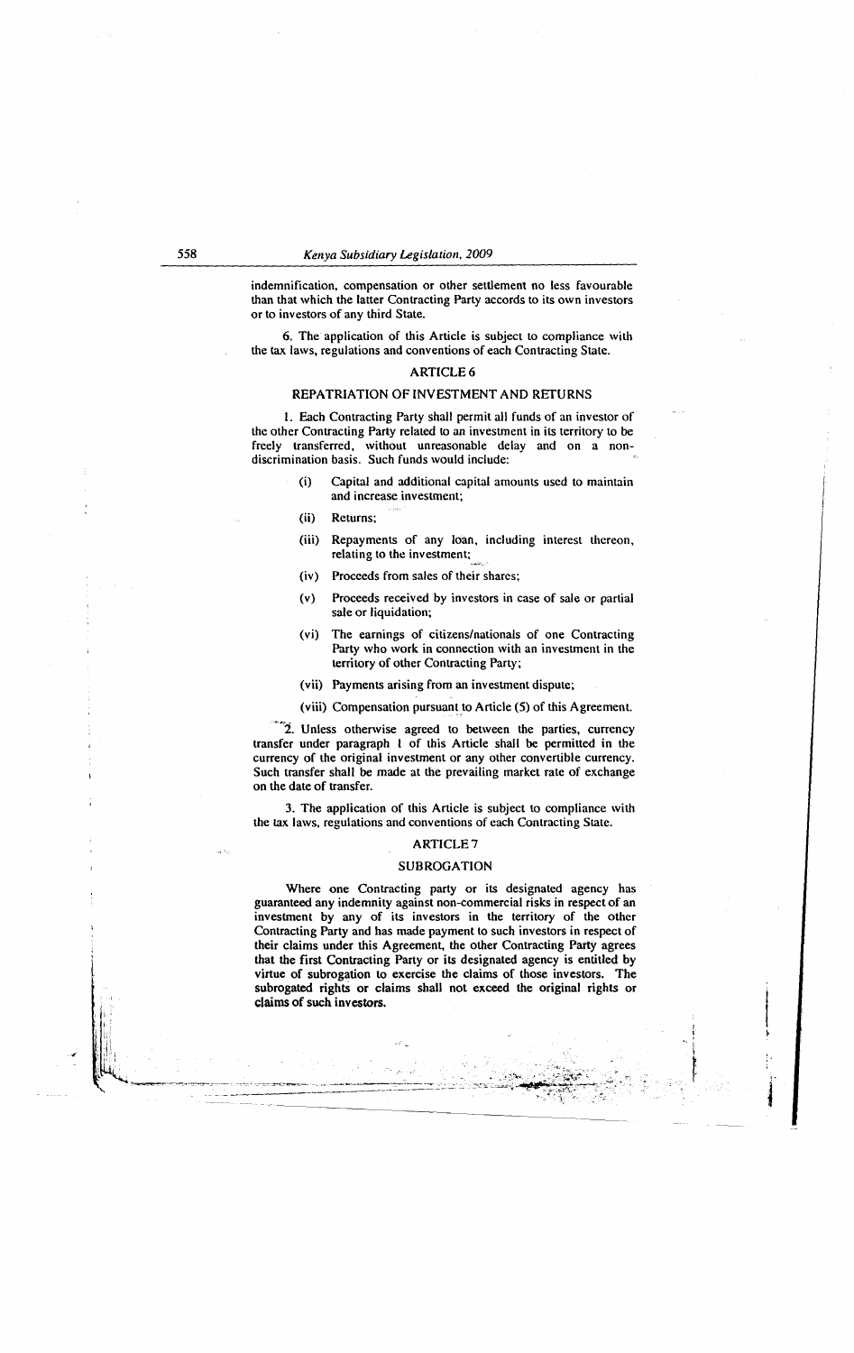indemnification, compensation or other settlement no less favourable than that which the latter Contracting Party accords to its own investors or to investors of any third State.

6. The application of this Article is subject to compliance with the tax laws, regulations and conventions of each Contracting State.

## ARTICLE 6

### REPATRIATION OF INVESTMENT AND RETURNS

1. Each Contracting Party shall permit all funds of an investor of the other Contracting Party related to an investment in its territory to be freely transferred, without unreasonable delay and on a non-discrimination basis. Such funds would include:

- (i) Capital and additional capital amounts used to maintain and increase investment;
- (ii) Returns;
- (iii) Repayments of any loan, including interest thereon, relating to the investment;
- (iv) Proceeds from sales of their shares;
- (v) Proceeds received by investors in case of sale or partial sale or liquidation;
- (vi) The earnings of citizens/nationals of one Contracting Party who work in connection with an investment in the territory of other Contracting Party;
- (vii) Payments arising from an investment dispute;
- (viii) Compensation pursuant to Article (5) of this Agreement.

2. Unless otherwise agreed to between the parties, currency transfer under paragraph 1 of this Article shall be permitted in the currency of the original investment or any other convertible currency. Such transfer shall be made at the prevailing market rate of exchange on the date of transfer.

3. The application of this Article is subject to compliance with the tax laws, regulations and conventions of each Contracting State.

## ARTICLE 7

### SUBROGATION

Where one Contracting party or its designated agency has guaranteed any indemnity against non-commercial risks in respect of an investment by any of its investors in the territory of the other Contracting Party and has made payment to such investors in respect of their claims under this Agreement, the other Contracting Party agrees that the first Contracting Party or its designated agency is entitled by virtue of subrogation to exercise the claims of those investors. The subrogated rights or claims shall not exceed the original rights or claims of such investors.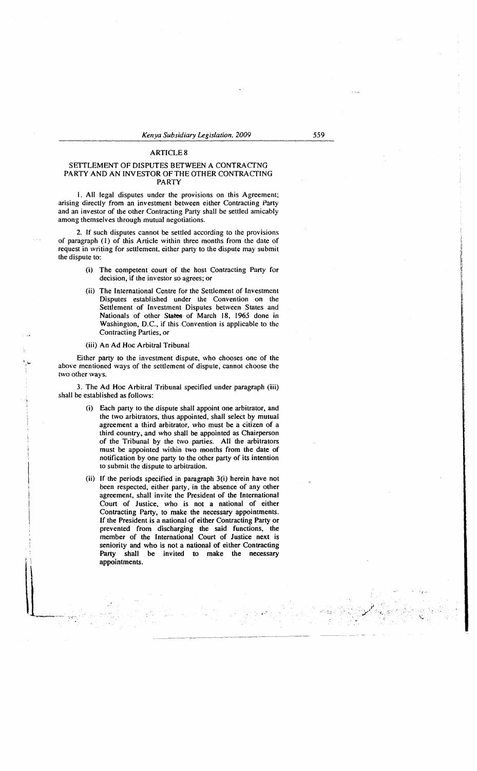## ARTICLE 8

### SETTLEMENT OF DISPUTES BETWEEN A CONTRACTNG PARTY AND AN INVESTOR OF THE OTHER CONTRACTING PARTY

1. All legal disputes under the provisions on this Agreement; arising directly from an investment between either Contracting Party and an investor of the other Contracting Party shall be settled amicably among themselves through mutual negotiations.

2. If such disputes cannot be settled according to the provisions of paragraph (1) of this Article within three months from the date of request in writing for settlement, either party to the dispute may submit the dispute to:

> (i) The competent court of the host Contracting Party for decision, if the investor so agrees; or
>
> (ii) The International Centre for the Settlement of Investment Disputes established under the Convention on the Settlement of Investment Disputes between States and Nationals of other States of March 18, 1965 done in Washington, D.C., if this Convention is applicable to the Contracting Parties, or
>
> (iii) An Ad Hoc Arbitral Tribunal

Either party to the investment dispute, who chooses one of the above mentioned ways of the settlement of dispute, cannot choose the two other ways.

3. The Ad Hoc Arbitral Tribunal specified under paragraph (iii) shall be established as follows:

> (i) Each party to the dispute shall appoint one arbitrator, and the two arbitrators, thus appointed, shall select by mutual agreement a third arbitrator, who must be a citizen of a third country, and who shall be appointed as Chairperson of the Tribunal by the two parties. All the arbitrators must be appointed within two months from the date of notification by one party to the other party of its intention to submit the dispute to arbitration.
>
> (ii) If the periods specified in paragraph 3(i) herein have not been respected, either party, in the absence of any other agreement, shall invite the President of the International Court of Justice, who is not a national of either Contracting Party, to make the necessary appointments. If the President is a national of either Contracting Party or prevented from discharging the said functions, the member of the International Court of Justice next is seniority and who is not a national of either Contracting Party shall be invited to make the necessary appointments.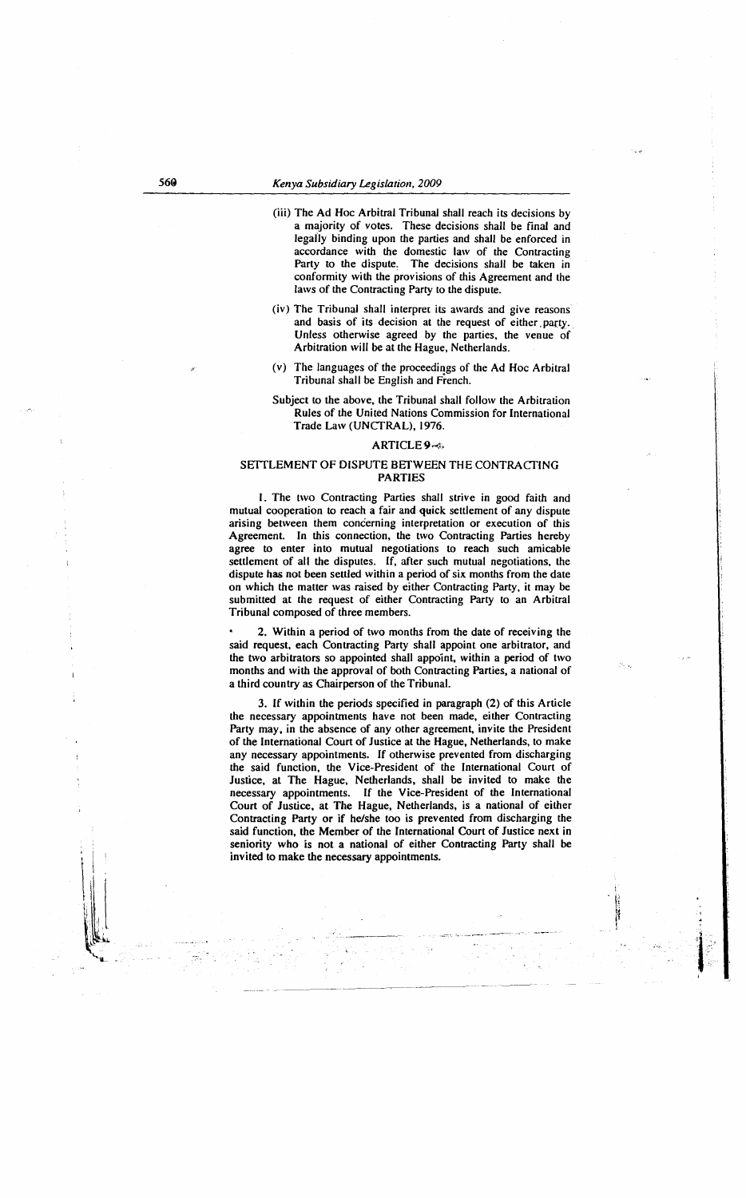(iii) The Ad Hoc Arbitral Tribunal shall reach its decisions by a majority of votes. These decisions shall be final and legally binding upon the parties and shall be enforced in accordance with the domestic law of the Contracting Party to the dispute. The decisions shall be taken in conformity with the provisions of this Agreement and the laws of the Contracting Party to the dispute.

(iv) The Tribunal shall interpret its awards and give reasons and basis of its decision at the request of either party. Unless otherwise agreed by the parties, the venue of Arbitration will be at the Hague, Netherlands.

(v) The languages of the proceedings of the Ad Hoc Arbitral Tribunal shall be English and French.

Subject to the above, the Tribunal shall follow the Arbitration Rules of the United Nations Commission for International Trade Law (UNCTRAL), 1976.

## ARTICLE 9

## SETTLEMENT OF DISPUTE BETWEEN THE CONTRACTING PARTIES

1. The two Contracting Parties shall strive in good faith and mutual cooperation to reach a fair and quick settlement of any dispute arising between them concerning interpretation or execution of this Agreement. In this connection, the two Contracting Parties hereby agree to enter into mutual negotiations to reach such amicable settlement of all the disputes. If, after such mutual negotiations, the dispute has not been settled within a period of six months from the date on which the matter was raised by either Contracting Party, it may be submitted at the request of either Contracting Party to an Arbitral Tribunal composed of three members.

2. Within a period of two months from the date of receiving the said request, each Contracting Party shall appoint one arbitrator, and the two arbitrators so appointed shall appoint, within a period of two months and with the approval of both Contracting Parties, a national of a third country as Chairperson of the Tribunal.

3. If within the periods specified in paragraph (2) of this Article the necessary appointments have not been made, either Contracting Party may, in the absence of any other agreement, invite the President of the International Court of Justice at the Hague, Netherlands, to make any necessary appointments. If otherwise prevented from discharging the said function, the Vice-President of the International Court of Justice, at The Hague, Netherlands, shall be invited to make the necessary appointments. If the Vice-President of the International Court of Justice, at The Hague, Netherlands, is a national of either Contracting Party or if he/she too is prevented from discharging the said function, the Member of the International Court of Justice next in seniority who is not a national of either Contracting Party shall be invited to make the necessary appointments.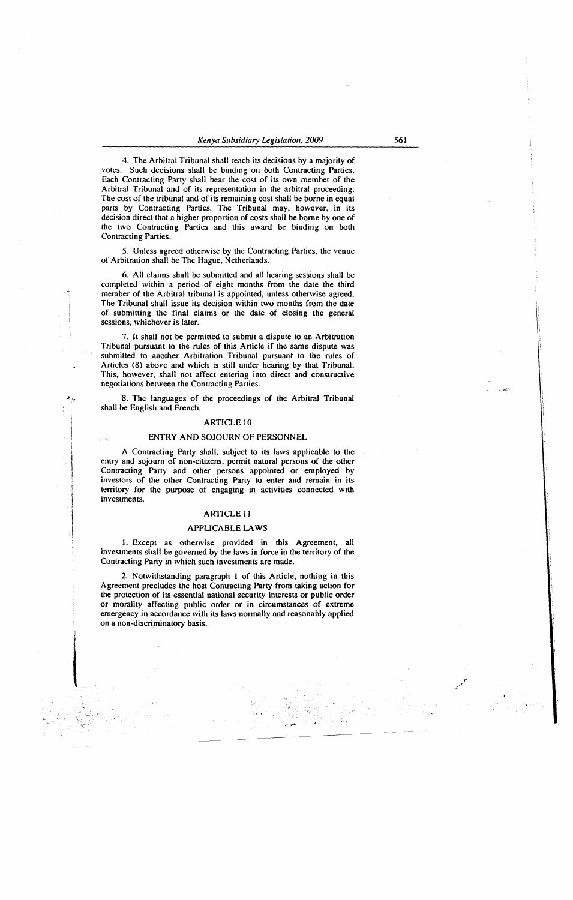4. The Arbitral Tribunal shall reach its decisions by a majority of votes. Such decisions shall be binding on both Contracting Parties. Each Contracting Party shall bear the cost of its own member of the Arbitral Tribunal and of its representation in the arbitral proceeding. The cost of the tribunal and of its remaining cost shall be borne in equal parts by Contracting Parties. The Tribunal may, however, in its decision direct that a higher proportion of costs shall be borne by one of the two Contracting Parties and this award be binding on both Contracting Parties.

5. Unless agreed otherwise by the Contracting Parties, the venue of Arbitration shall be The Hague, Netherlands.

6. All claims shall be submitted and all hearing sessions shall be completed within a period of eight months from the date the third member of the Arbitral tribunal is appointed, unless otherwise agreed. The Tribunal shall issue its decision within two months from the date of submitting the final claims or the date of closing the general sessions, whichever is later.

7. It shall not be permitted to submit a dispute to an Arbitration Tribunal pursuant to the rules of this Article if the same dispute was submitted to another Arbitration Tribunal pursuant to the rules of Articles (8) above and which is still under hearing by that Tribunal. This, however, shall not affect entering into direct and constructive negotiations between the Contracting Parties.

8. The languages of the proceedings of the Arbitral Tribunal shall be English and French.

## ARTICLE 10

### ENTRY AND SOJOURN OF PERSONNEL

A Contracting Party shall, subject to its laws applicable to the entry and sojourn of non-citizens, permit natural persons of the other Contracting Party and other persons appointed or employed by investors of the other Contracting Party to enter and remain in its territory for the purpose of engaging in activities connected with investments.

## ARTICLE 11

### APPLICABLE LAWS

1. Except as otherwise provided in this Agreement, all investments shall be governed by the laws in force in the territory of the Contracting Party in which such investments are made.

2. Notwithstanding paragraph 1 of this Article, nothing in this Agreement precludes the host Contracting Party from taking action for the protection of its essential national security interests or public order or morality affecting public order or in circumstances of extreme emergency in accordance with its laws normally and reasonably applied on a non-discriminatory basis.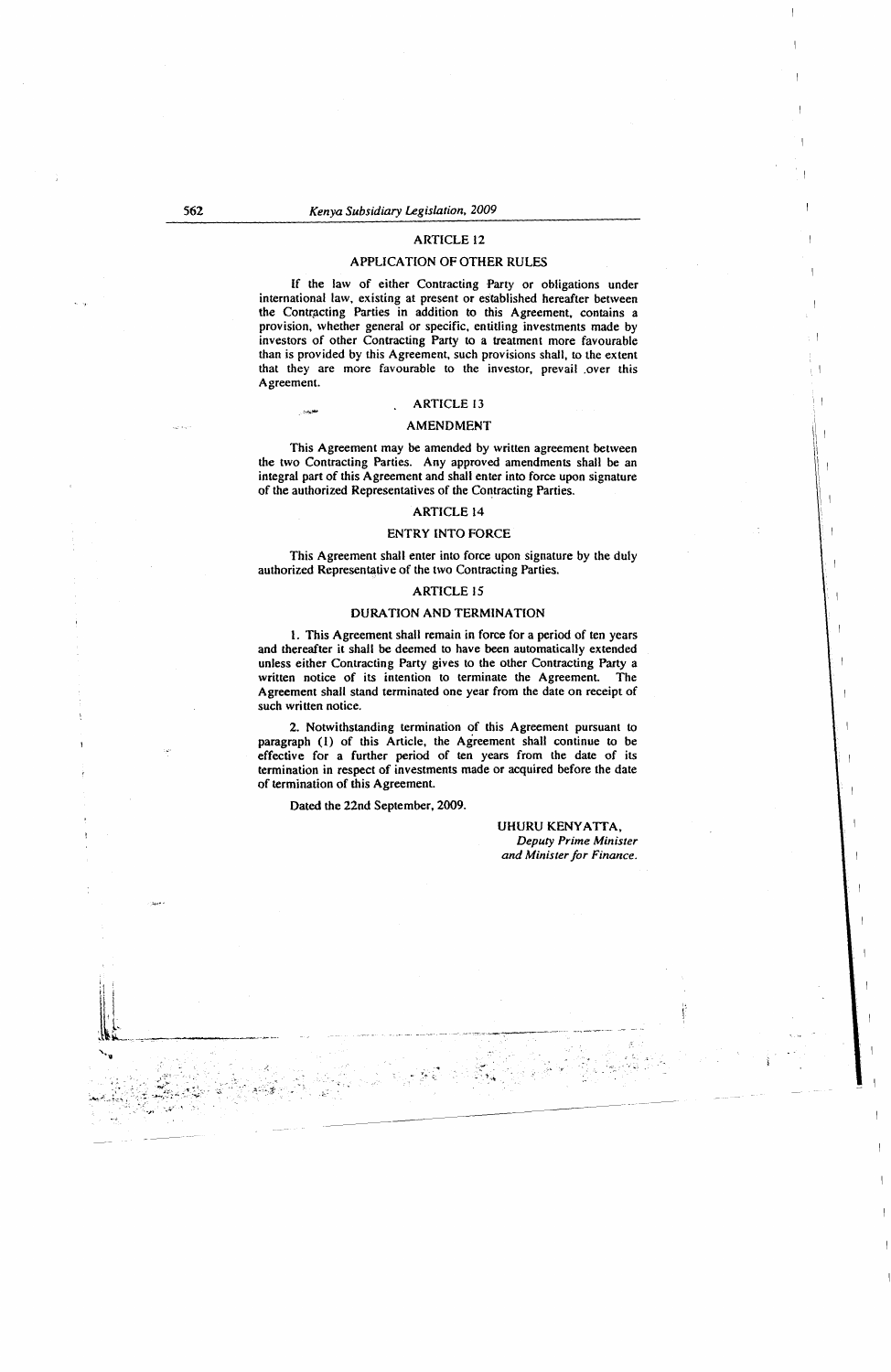## ARTICLE 12

### APPLICATION OF OTHER RULES

If the law of either Contracting Party or obligations under international law, existing at present or established hereafter between the Contracting Parties in addition to this Agreement, contains a provision, whether general or specific, entitling investments made by investors of other Contracting Party to a treatment more favourable than is provided by this Agreement, such provisions shall, to the extent that they are more favourable to the investor, prevail over this Agreement.

## ARTICLE 13

### AMENDMENT

This Agreement may be amended by written agreement between the two Contracting Parties. Any approved amendments shall be an integral part of this Agreement and shall enter into force upon signature of the authorized Representatives of the Contracting Parties.

## ARTICLE 14

### ENTRY INTO FORCE

This Agreement shall enter into force upon signature by the duly authorized Representative of the two Contracting Parties.

## ARTICLE 15

### DURATION AND TERMINATION

1. This Agreement shall remain in force for a period of ten years and thereafter it shall be deemed to have been automatically extended unless either Contracting Party gives to the other Contracting Party a written notice of its intention to terminate the Agreement. The Agreement shall stand terminated one year from the date on receipt of such written notice.

2. Notwithstanding termination of this Agreement pursuant to paragraph (1) of this Article, the Agreement shall continue to be effective for a further period of ten years from the date of its termination in respect of investments made or acquired before the date of termination of this Agreement.

Dated the 22nd September, 2009.

UHURU KENYATTA,
*Deputy Prime Minister and Minister for Finance.*